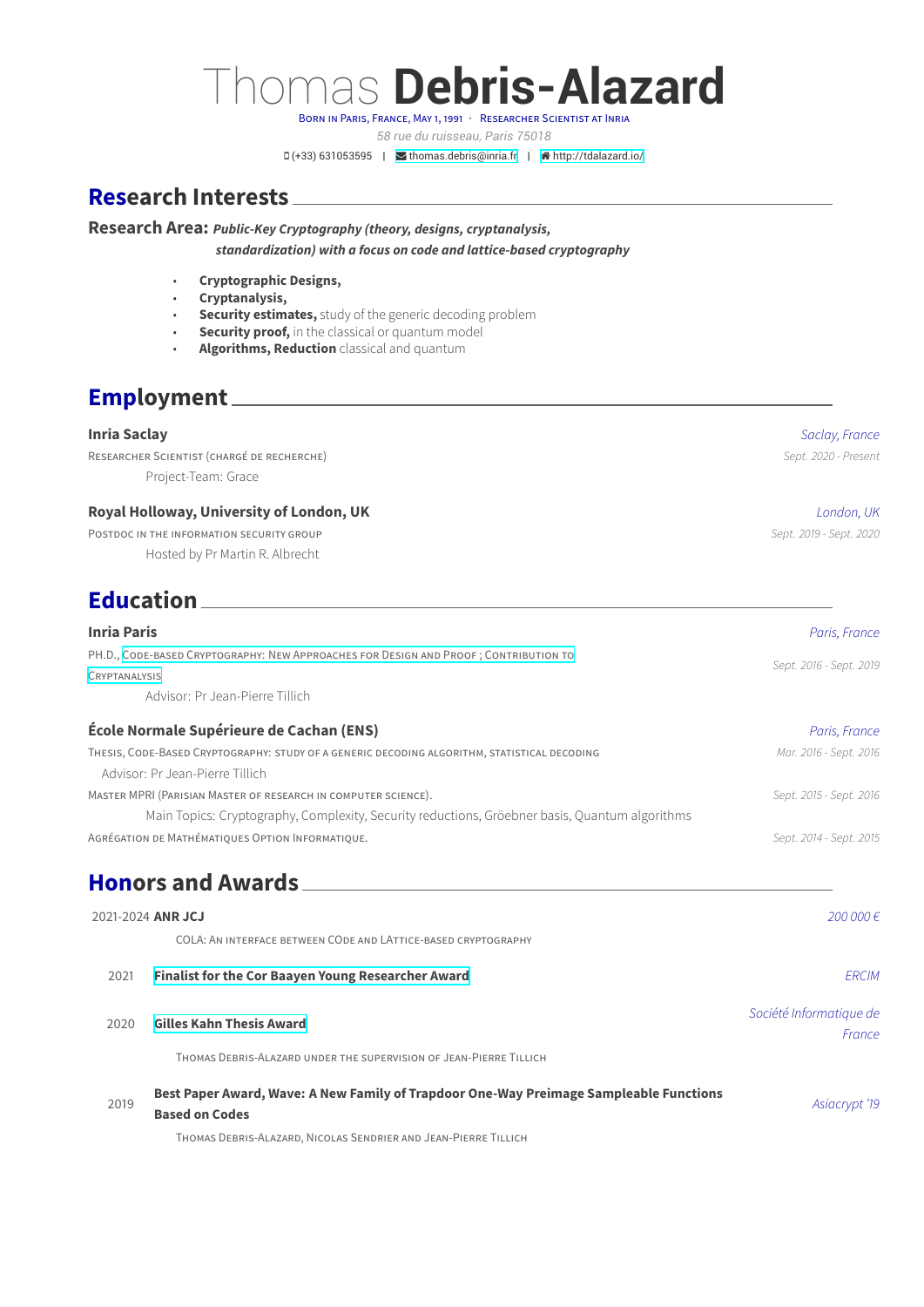# Thomas **Debris-Alazard**

Born in Paris, France, May 1, 1991 · Researcher Scientist at Inria

*58 rue du ruisseau, Paris 75018*

(+33) 631053595 | thomas.debris@inria.fr | http://tdalazard.io/

## Research Interests

**Research Area:** ***Public-Key Cryptography (theory, designs, cryptanalysis, standardization) with a focus on code and lattice-based cryptography***

- **Cryptographic Designs,**
- **Cryptanalysis,**
- **Security estimates,** study of the generic decoding problem
- **Security proof,** in the classical or quantum model
- **Algorithms, Reduction** classical and quantum

## Employment

**Inria Saclay** — *Saclay, France*

Researcher Scientist (chargé de recherche) — *Sept. 2020 - Present*

Project-Team: Grace

**Royal Holloway, University of London, UK** — *London, UK*

Postdoc in the information security group — *Sept. 2019 - Sept. 2020*

Hosted by Pr Martin R. Albrecht

## Education

**Inria Paris** — *Paris, France*

Ph.D., Code-based Cryptography: New Approaches for Design and Proof ; Contribution to Cryptanalysis — *Sept. 2016 - Sept. 2019*

Advisor: Pr Jean-Pierre Tillich

**École Normale Supérieure de Cachan (ENS)** — *Paris, France*

Thesis, Code-Based Cryptography: study of a generic decoding algorithm, statistical decoding — *Mar. 2016 - Sept. 2016*

Advisor: Pr Jean-Pierre Tillich

Master MPRI (Parisian Master of Research in Computer Science). — *Sept. 2015 - Sept. 2016*

Main Topics: Cryptography, Complexity, Security reductions, Gröebner basis, Quantum algorithms

Agrégation de Mathématiques Option Informatique. — *Sept. 2014 - Sept. 2015*

## Honors and Awards

2021-2024 **ANR JCJ** — *200 000 €*

COLA: An interface between COde and LAttice-based cryptography

2021 **Finalist for the Cor Baayen Young Researcher Award** — *ERCIM*

2020 **Gilles Kahn Thesis Award** — *Société Informatique de France*

Thomas Debris-Alazard under the supervision of Jean-Pierre Tillich

2019 **Best Paper Award, Wave: A New Family of Trapdoor One-Way Preimage Sampleable Functions Based on Codes** — *Asiacrypt '19*

Thomas Debris-Alazard, Nicolas Sendrier and Jean-Pierre Tillich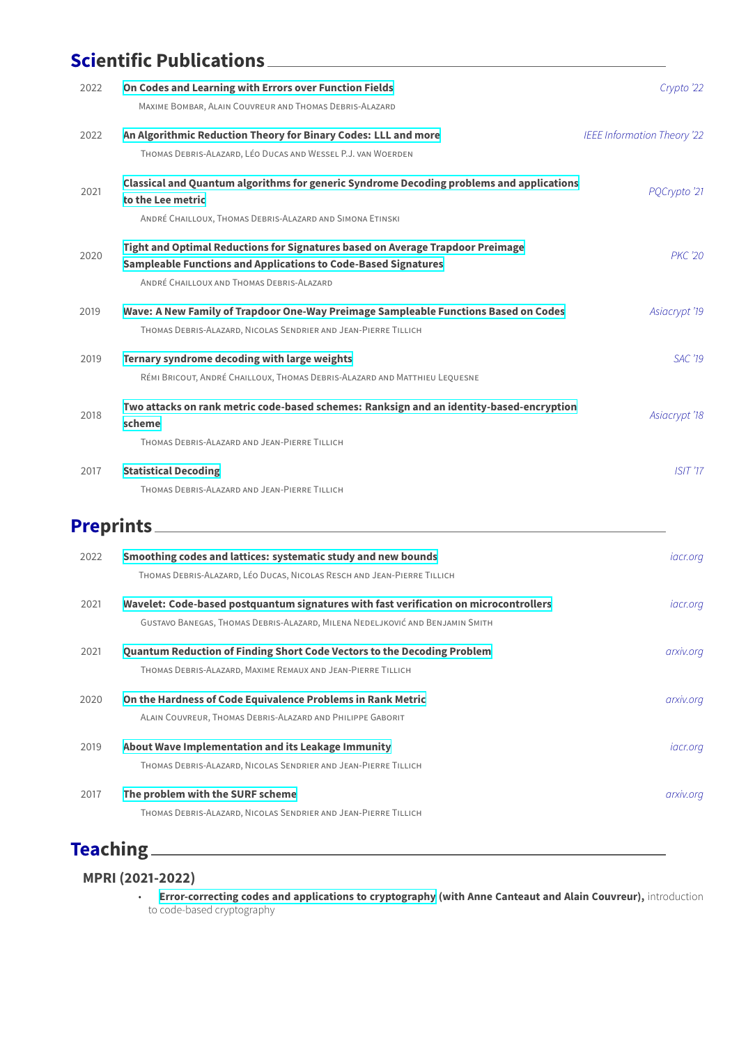## Scientific Publications

2022 **On Codes and Learning with Errors over Function Fields** *Crypto '22*
Maxime Bombar, Alain Couvreur and Thomas Debris-Alazard

2022 **An Algorithmic Reduction Theory for Binary Codes: LLL and more** *IEEE Information Theory '22*
Thomas Debris-Alazard, Léo Ducas and Wessel P.J. van Woerden

2021 **Classical and Quantum algorithms for generic Syndrome Decoding problems and applications to the Lee metric** *PQCrypto '21*
André Chailloux, Thomas Debris-Alazard and Simona Etinski

2020 **Tight and Optimal Reductions for Signatures based on Average Trapdoor Preimage Sampleable Functions and Applications to Code-Based Signatures** *PKC '20*
André Chailloux and Thomas Debris-Alazard

2019 **Wave: A New Family of Trapdoor One-Way Preimage Sampleable Functions Based on Codes** *Asiacrypt '19*
Thomas Debris-Alazard, Nicolas Sendrier and Jean-Pierre Tillich

2019 **Ternary syndrome decoding with large weights** *SAC '19*
Rémi Bricout, André Chailloux, Thomas Debris-Alazard and Matthieu Lequesne

2018 **Two attacks on rank metric code-based schemes: Ranksign and an identity-based-encryption scheme** *Asiacrypt '18*
Thomas Debris-Alazard and Jean-Pierre Tillich

2017 **Statistical Decoding** *ISIT '17*
Thomas Debris-Alazard and Jean-Pierre Tillich

## Preprints

2022 **Smoothing codes and lattices: systematic study and new bounds** *iacr.org*
Thomas Debris-Alazard, Léo Ducas, Nicolas Resch and Jean-Pierre Tillich

2021 **Wavelet: Code-based postquantum signatures with fast verification on microcontrollers** *iacr.org*
Gustavo Banegas, Thomas Debris-Alazard, Milena Nedeljković and Benjamin Smith

2021 **Quantum Reduction of Finding Short Code Vectors to the Decoding Problem** *arxiv.org*
Thomas Debris-Alazard, Maxime Remaux and Jean-Pierre Tillich

2020 **On the Hardness of Code Equivalence Problems in Rank Metric** *arxiv.org*
Alain Couvreur, Thomas Debris-Alazard and Philippe Gaborit

2019 **About Wave Implementation and its Leakage Immunity** *iacr.org*
Thomas Debris-Alazard, Nicolas Sendrier and Jean-Pierre Tillich

2017 **The problem with the SURF scheme** *arxiv.org*
Thomas Debris-Alazard, Nicolas Sendrier and Jean-Pierre Tillich

## Teaching

### MPRI (2021-2022)

- **Error-correcting codes and applications to cryptography (with Anne Canteaut and Alain Couvreur),** introduction to code-based cryptography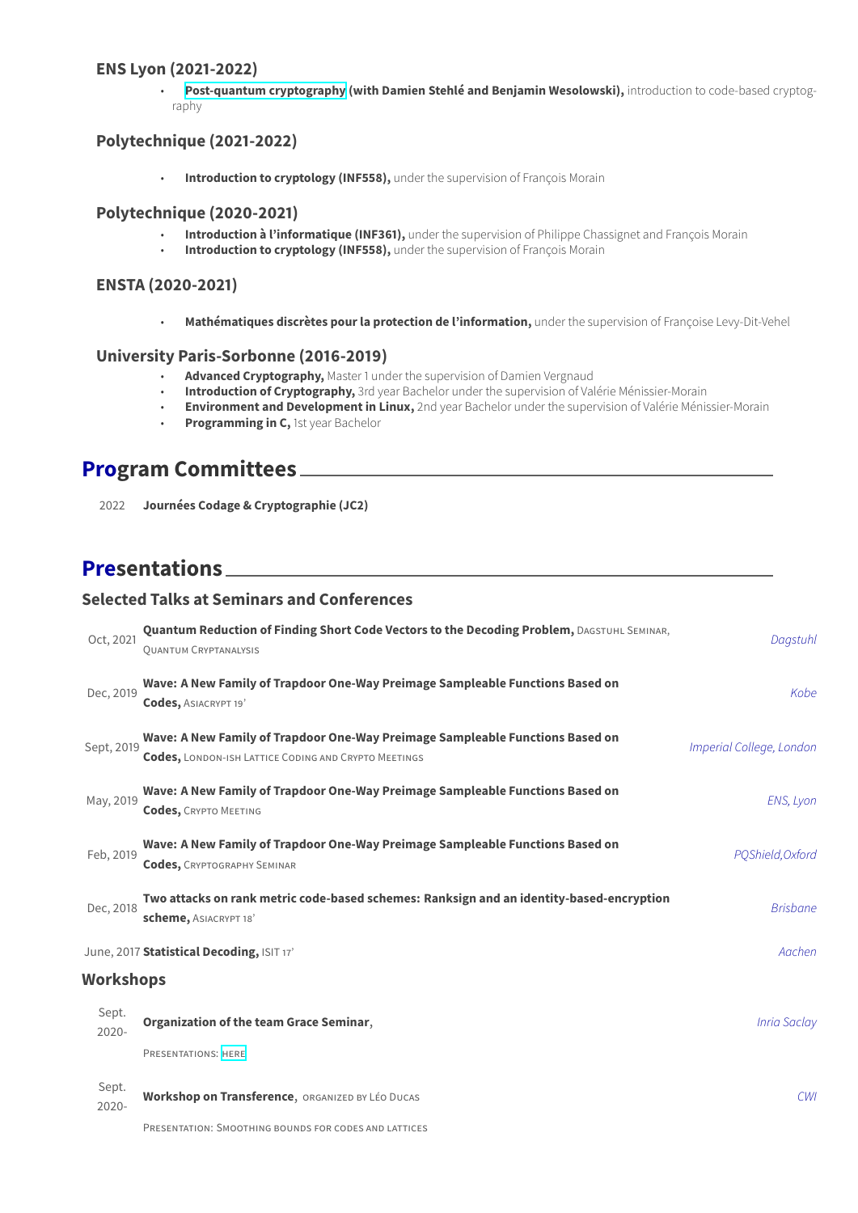### ENS Lyon (2021-2022)

- **Post-quantum cryptography (with Damien Stehlé and Benjamin Wesolowski),** introduction to code-based cryptography

### Polytechnique (2021-2022)

- **Introduction to cryptology (INF558),** under the supervision of François Morain

### Polytechnique (2020-2021)

- **Introduction à l'informatique (INF361),** under the supervision of Philippe Chassignet and François Morain
- **Introduction to cryptology (INF558),** under the supervision of François Morain

### ENSTA (2020-2021)

- **Mathématiques discrètes pour la protection de l'information,** under the supervision of Françoise Levy-Dit-Vehel

### University Paris-Sorbonne (2016-2019)

- **Advanced Cryptography,** Master 1 under the supervision of Damien Vergnaud
- **Introduction of Cryptography,** 3rd year Bachelor under the supervision of Valérie Ménissier-Morain
- **Environment and Development in Linux,** 2nd year Bachelor under the supervision of Valérie Ménissier-Morain
- **Programming in C,** 1st year Bachelor

## Program Committees

2022 **Journées Codage & Cryptographie (JC2)**

## Presentations

### Selected Talks at Seminars and Conferences

Oct, 2021 **Quantum Reduction of Finding Short Code Vectors to the Decoding Problem,** Dagstuhl Seminar, Quantum Cryptanalysis — *Dagstuhl*

Dec, 2019 **Wave: A New Family of Trapdoor One-Way Preimage Sampleable Functions Based on Codes,** Asiacrypt 19' — *Kobe*

Sept, 2019 **Wave: A New Family of Trapdoor One-Way Preimage Sampleable Functions Based on Codes,** London-ish Lattice Coding and Crypto Meetings — *Imperial College, London*

May, 2019 **Wave: A New Family of Trapdoor One-Way Preimage Sampleable Functions Based on Codes,** Crypto Meeting — *ENS, Lyon*

Feb, 2019 **Wave: A New Family of Trapdoor One-Way Preimage Sampleable Functions Based on Codes,** Cryptography Seminar — *PQShield,Oxford*

Dec, 2018 **Two attacks on rank metric code-based schemes: Ranksign and an identity-based-encryption scheme,** Asiacrypt 18' — *Brisbane*

June, 2017 **Statistical Decoding,** ISIT 17' — *Aachen*

### Workshops

Sept. 2020- **Organization of the team Grace Seminar**, — *Inria Saclay*

Presentations: here

Sept. 2020- **Workshop on Transference**, organized by Léo Ducas — *CWI*

Presentation: Smoothing bounds for codes and lattices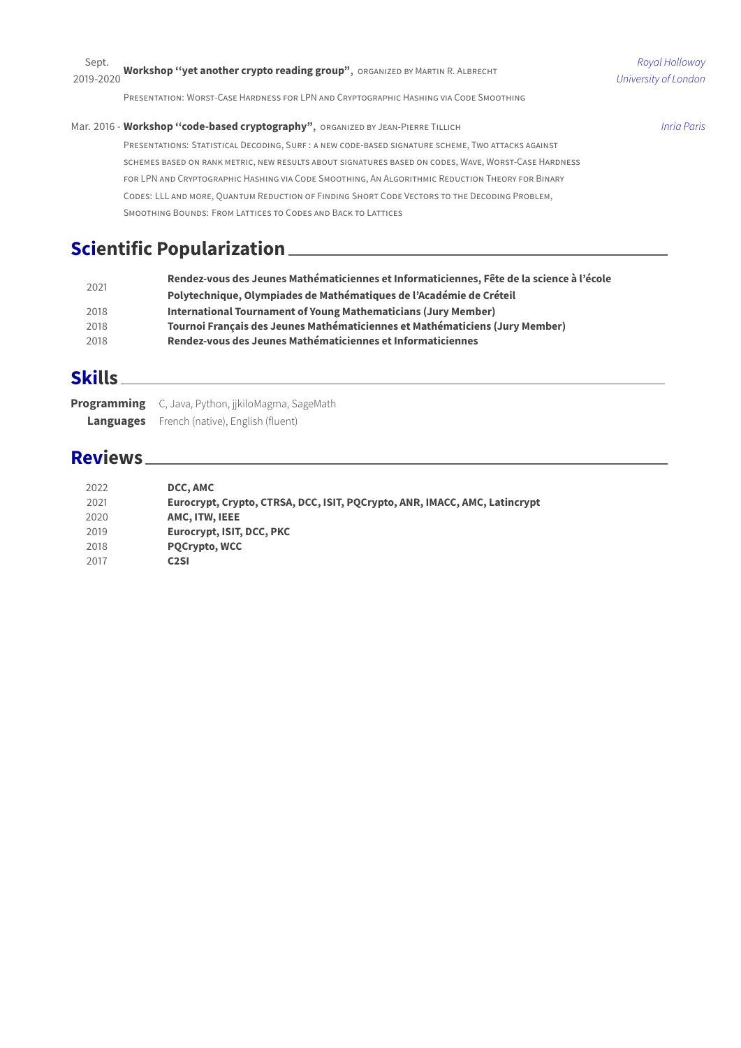Sept. 2019-2020 **Workshop "yet another crypto reading group"**, organized by Martin R. Albrecht — *Royal Holloway University of London*

Presentation: Worst-Case Hardness for LPN and Cryptographic Hashing via Code Smoothing

Mar. 2016 - **Workshop "code-based cryptography"**, organized by Jean-Pierre Tillich — *Inria Paris*

Presentations: Statistical Decoding, Surf : a new code-based signature scheme, Two attacks against schemes based on rank metric, new results about signatures based on codes, Wave, Worst-Case Hardness for LPN and Cryptographic Hashing via Code Smoothing, An Algorithmic Reduction Theory for Binary Codes: LLL and more, Quantum Reduction of Finding Short Code Vectors to the Decoding Problem, Smoothing Bounds: From Lattices to Codes and Back to Lattices

## Scientific Popularization

| | |
|---|---|
| 2021 | **Rendez-vous des Jeunes Mathématiciennes et Informaticiennes, Fête de la science à l'école Polytechnique, Olympiades de Mathématiques de l'Académie de Créteil** |
| 2018 | **International Tournament of Young Mathematicians (Jury Member)** |
| 2018 | **Tournoi Français des Jeunes Mathématiciennes et Mathématiciens (Jury Member)** |
| 2018 | **Rendez-vous des Jeunes Mathématiciennes et Informaticiennes** |

## Skills

**Programming** C, Java, Python, jjkiloMagma, SageMath

**Languages** French (native), English (fluent)

## Reviews

| | |
|---|---|
| 2022 | **DCC, AMC** |
| 2021 | **Eurocrypt, Crypto, CTRSA, DCC, ISIT, PQCrypto, ANR, IMACC, AMC, Latincrypt** |
| 2020 | **AMC, ITW, IEEE** |
| 2019 | **Eurocrypt, ISIT, DCC, PKC** |
| 2018 | **PQCrypto, WCC** |
| 2017 | **C2SI** |